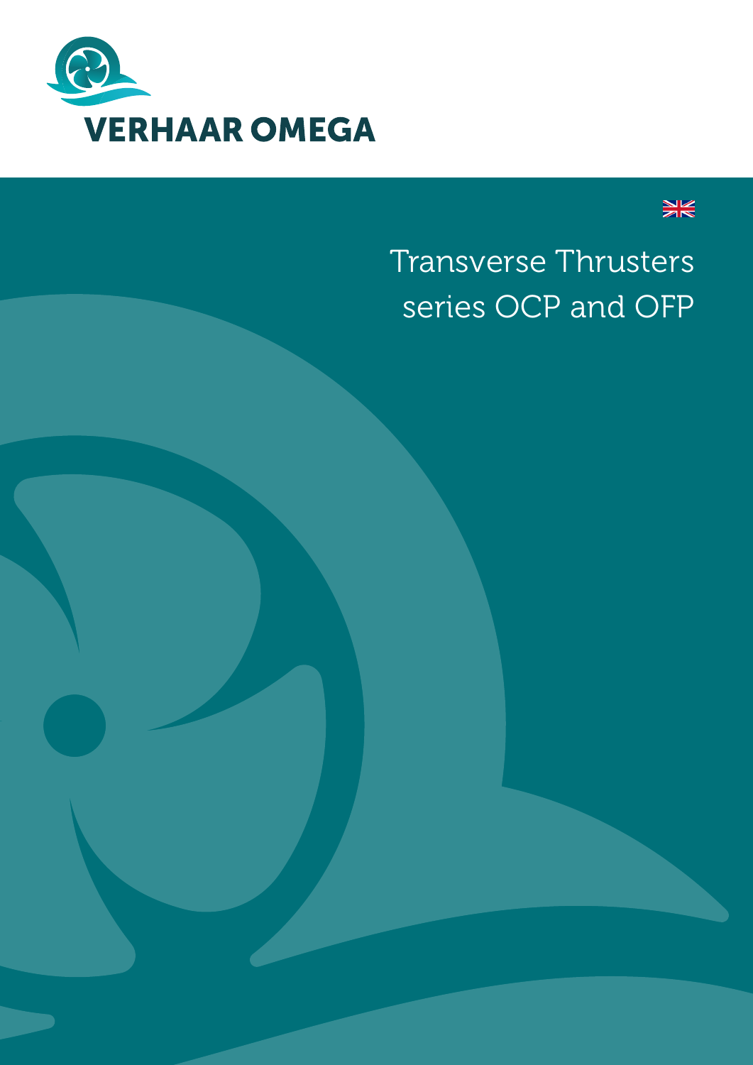VERHAAR OMEGA

# Transverse Thrusters series OCP and OFP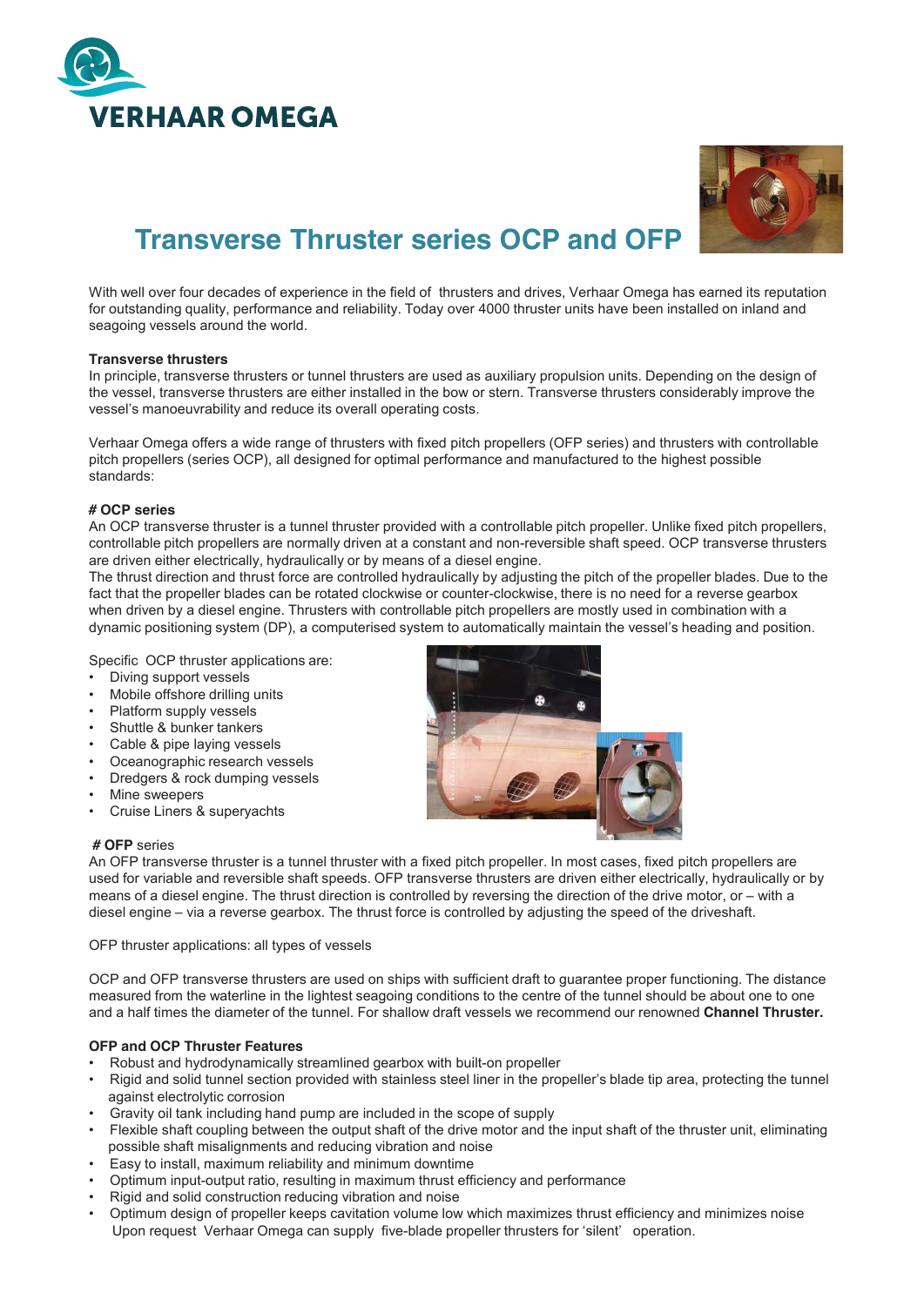# VERHAAR OMEGA

## Transverse Thruster series OCP and OFP

With well over four decades of experience in the field of thrusters and drives, Verhaar Omega has earned its reputation for outstanding quality, performance and reliability. Today over 4000 thruster units have been installed on inland and seagoing vessels around the world.

**Transverse thrusters**
In principle, transverse thrusters or tunnel thrusters are used as auxiliary propulsion units. Depending on the design of the vessel, transverse thrusters are either installed in the bow or stern. Transverse thrusters considerably improve the vessel's manoeuvrability and reduce its overall operating costs.

Verhaar Omega offers a wide range of thrusters with fixed pitch propellers (OFP series) and thrusters with controllable pitch propellers (series OCP), all designed for optimal performance and manufactured to the highest possible standards:

**# OCP series**
An OCP transverse thruster is a tunnel thruster provided with a controllable pitch propeller. Unlike fixed pitch propellers, controllable pitch propellers are normally driven at a constant and non-reversible shaft speed. OCP transverse thrusters are driven either electrically, hydraulically or by means of a diesel engine.
The thrust direction and thrust force are controlled hydraulically by adjusting the pitch of the propeller blades. Due to the fact that the propeller blades can be rotated clockwise or counter-clockwise, there is no need for a reverse gearbox when driven by a diesel engine. Thrusters with controllable pitch propellers are mostly used in combination with a dynamic positioning system (DP), a computerised system to automatically maintain the vessel's heading and position.

Specific OCP thruster applications are:

- Diving support vessels
- Mobile offshore drilling units
- Platform supply vessels
- Shuttle & bunker tankers
- Cable & pipe laying vessels
- Oceanographic research vessels
- Dredgers & rock dumping vessels
- Mine sweepers
- Cruise Liners & superyachts

**# OFP** series
An OFP transverse thruster is a tunnel thruster with a fixed pitch propeller. In most cases, fixed pitch propellers are used for variable and reversible shaft speeds. OFP transverse thrusters are driven either electrically, hydraulically or by means of a diesel engine. The thrust direction is controlled by reversing the direction of the drive motor, or – with a diesel engine – via a reverse gearbox. The thrust force is controlled by adjusting the speed of the driveshaft.

OFP thruster applications: all types of vessels

OCP and OFP transverse thrusters are used on ships with sufficient draft to guarantee proper functioning. The distance measured from the waterline in the lightest seagoing conditions to the centre of the tunnel should be about one to one and a half times the diameter of the tunnel. For shallow draft vessels we recommend our renowned **Channel Thruster.**

**OFP and OCP Thruster Features**

- Robust and hydrodynamically streamlined gearbox with built-on propeller
- Rigid and solid tunnel section provided with stainless steel liner in the propeller's blade tip area, protecting the tunnel against electrolytic corrosion
- Gravity oil tank including hand pump are included in the scope of supply
- Flexible shaft coupling between the output shaft of the drive motor and the input shaft of the thruster unit, eliminating possible shaft misalignments and reducing vibration and noise
- Easy to install, maximum reliability and minimum downtime
- Optimum input-output ratio, resulting in maximum thrust efficiency and performance
- Rigid and solid construction reducing vibration and noise
- Optimum design of propeller keeps cavitation volume low which maximizes thrust efficiency and minimizes noise
  Upon request Verhaar Omega can supply five-blade propeller thrusters for 'silent' operation.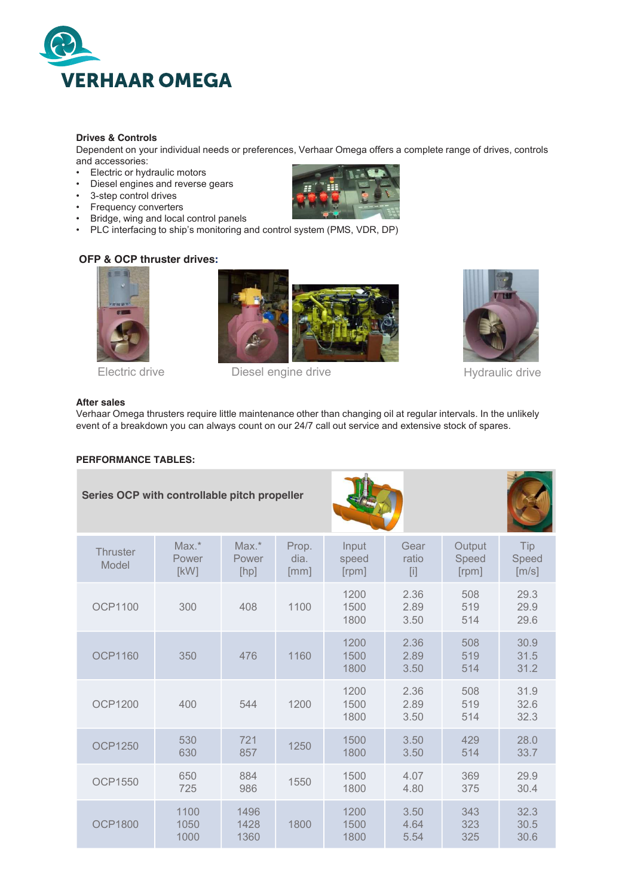**Drives & Controls**

Dependent on your individual needs or preferences, Verhaar Omega offers a complete range of drives, controls and accessories:

- Electric or hydraulic motors
- Diesel engines and reverse gears
- 3-step control drives
- Frequency converters
- Bridge, wing and local control panels
- PLC interfacing to ship's monitoring and control system (PMS, VDR, DP)

**OFP & OCP thruster drives:**

Electric drive

Diesel engine drive

Hydraulic drive

**After sales**

Verhaar Omega thrusters require little maintenance other than changing oil at regular intervals. In the unlikely event of a breakdown you can always count on our 24/7 call out service and extensive stock of spares.

**PERFORMANCE TABLES:**

**Series OCP with controllable pitch propeller**

| Thruster Model | Max.* Power [kW] | Max.* Power [hp] | Prop. dia. [mm] | Input speed [rpm] | Gear ratio [i] | Output Speed [rpm] | Tip Speed [m/s] |
|---|---|---|---|---|---|---|---|
| OCP1100 | 300 | 408 | 1100 | 1200<br>1500<br>1800 | 2.36<br>2.89<br>3.50 | 508<br>519<br>514 | 29.3<br>29.9<br>29.6 |
| OCP1160 | 350 | 476 | 1160 | 1200<br>1500<br>1800 | 2.36<br>2.89<br>3.50 | 508<br>519<br>514 | 30.9<br>31.5<br>31.2 |
| OCP1200 | 400 | 544 | 1200 | 1200<br>1500<br>1800 | 2.36<br>2.89<br>3.50 | 508<br>519<br>514 | 31.9<br>32.6<br>32.3 |
| OCP1250 | 530<br>630 | 721<br>857 | 1250 | 1500<br>1800 | 3.50<br>3.50 | 429<br>514 | 28.0<br>33.7 |
| OCP1550 | 650<br>725 | 884<br>986 | 1550 | 1500<br>1800 | 4.07<br>4.80 | 369<br>375 | 29.9<br>30.4 |
| OCP1800 | 1100<br>1050<br>1000 | 1496<br>1428<br>1360 | 1800 | 1200<br>1500<br>1800 | 3.50<br>4.64<br>5.54 | 343<br>323<br>325 | 32.3<br>30.5<br>30.6 |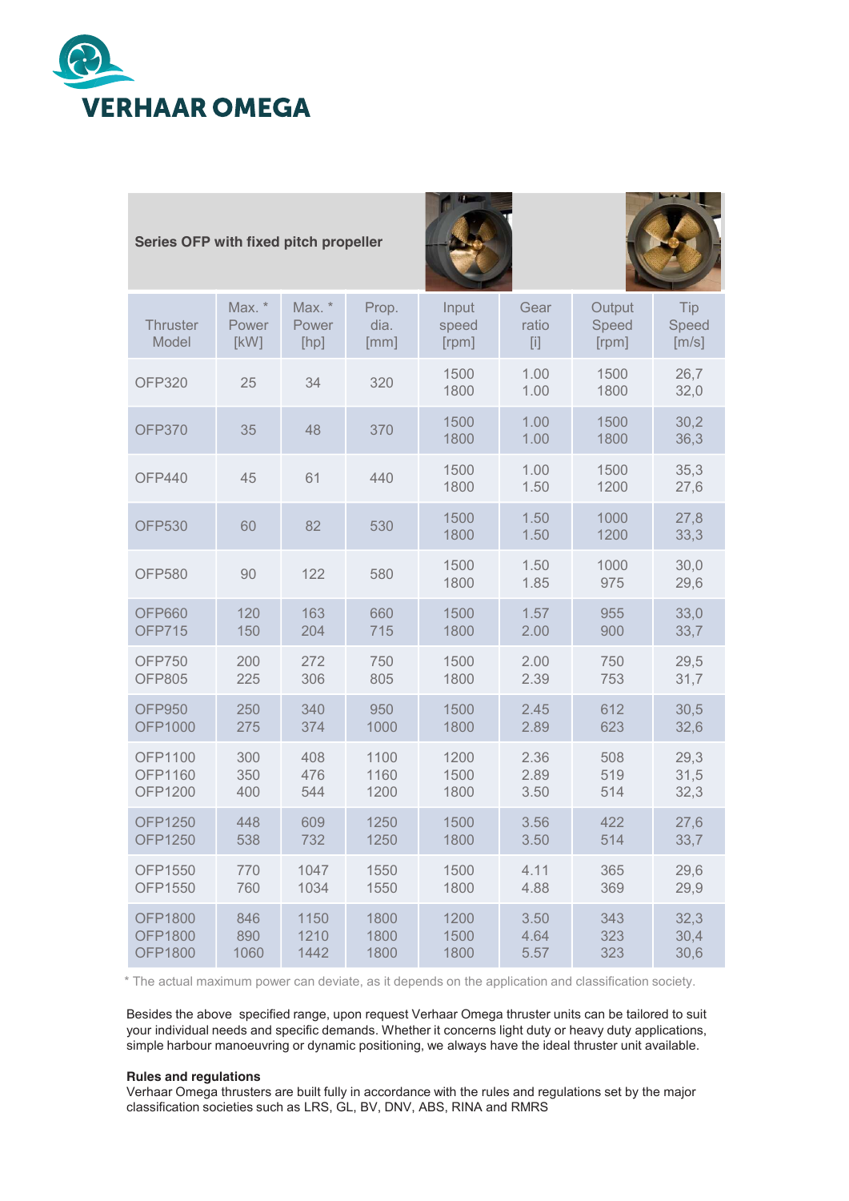**VERHAAR OMEGA**

| Series OFP with fixed pitch propeller | | | | | | | |
|---|---|---|---|---|---|---|---|
| Thruster Model | Max. * Power [kW] | Max. * Power [hp] | Prop. dia. [mm] | Input speed [rpm] | Gear ratio [i] | Output Speed [rpm] | Tip Speed [m/s] |
| OFP320 | 25 | 34 | 320 | 1500<br>1800 | 1.00<br>1.00 | 1500<br>1800 | 26,7<br>32,0 |
| OFP370 | 35 | 48 | 370 | 1500<br>1800 | 1.00<br>1.00 | 1500<br>1800 | 30,2<br>36,3 |
| OFP440 | 45 | 61 | 440 | 1500<br>1800 | 1.00<br>1.50 | 1500<br>1200 | 35,3<br>27,6 |
| OFP530 | 60 | 82 | 530 | 1500<br>1800 | 1.50<br>1.50 | 1000<br>1200 | 27,8<br>33,3 |
| OFP580 | 90 | 122 | 580 | 1500<br>1800 | 1.50<br>1.85 | 1000<br>975 | 30,0<br>29,6 |
| OFP660<br>OFP715 | 120<br>150 | 163<br>204 | 660<br>715 | 1500<br>1800 | 1.57<br>2.00 | 955<br>900 | 33,0<br>33,7 |
| OFP750<br>OFP805 | 200<br>225 | 272<br>306 | 750<br>805 | 1500<br>1800 | 2.00<br>2.39 | 750<br>753 | 29,5<br>31,7 |
| OFP950<br>OFP1000 | 250<br>275 | 340<br>374 | 950<br>1000 | 1500<br>1800 | 2.45<br>2.89 | 612<br>623 | 30,5<br>32,6 |
| OFP1100<br>OFP1160<br>OFP1200 | 300<br>350<br>400 | 408<br>476<br>544 | 1100<br>1160<br>1200 | 1200<br>1500<br>1800 | 2.36<br>2.89<br>3.50 | 508<br>519<br>514 | 29,3<br>31,5<br>32,3 |
| OFP1250<br>OFP1250 | 448<br>538 | 609<br>732 | 1250<br>1250 | 1500<br>1800 | 3.56<br>3.50 | 422<br>514 | 27,6<br>33,7 |
| OFP1550<br>OFP1550 | 770<br>760 | 1047<br>1034 | 1550<br>1550 | 1500<br>1800 | 4.11<br>4.88 | 365<br>369 | 29,6<br>29,9 |
| OFP1800<br>OFP1800<br>OFP1800 | 846<br>890<br>1060 | 1150<br>1210<br>1442 | 1800<br>1800<br>1800 | 1200<br>1500<br>1800 | 3.50<br>4.64<br>5.57 | 343<br>323<br>323 | 32,3<br>30,4<br>30,6 |

* The actual maximum power can deviate, as it depends on the application and classification society.

Besides the above specified range, upon request Verhaar Omega thruster units can be tailored to suit your individual needs and specific demands. Whether it concerns light duty or heavy duty applications, simple harbour manoeuvring or dynamic positioning, we always have the ideal thruster unit available.

**Rules and regulations**

Verhaar Omega thrusters are built fully in accordance with the rules and regulations set by the major classification societies such as LRS, GL, BV, DNV, ABS, RINA and RMRS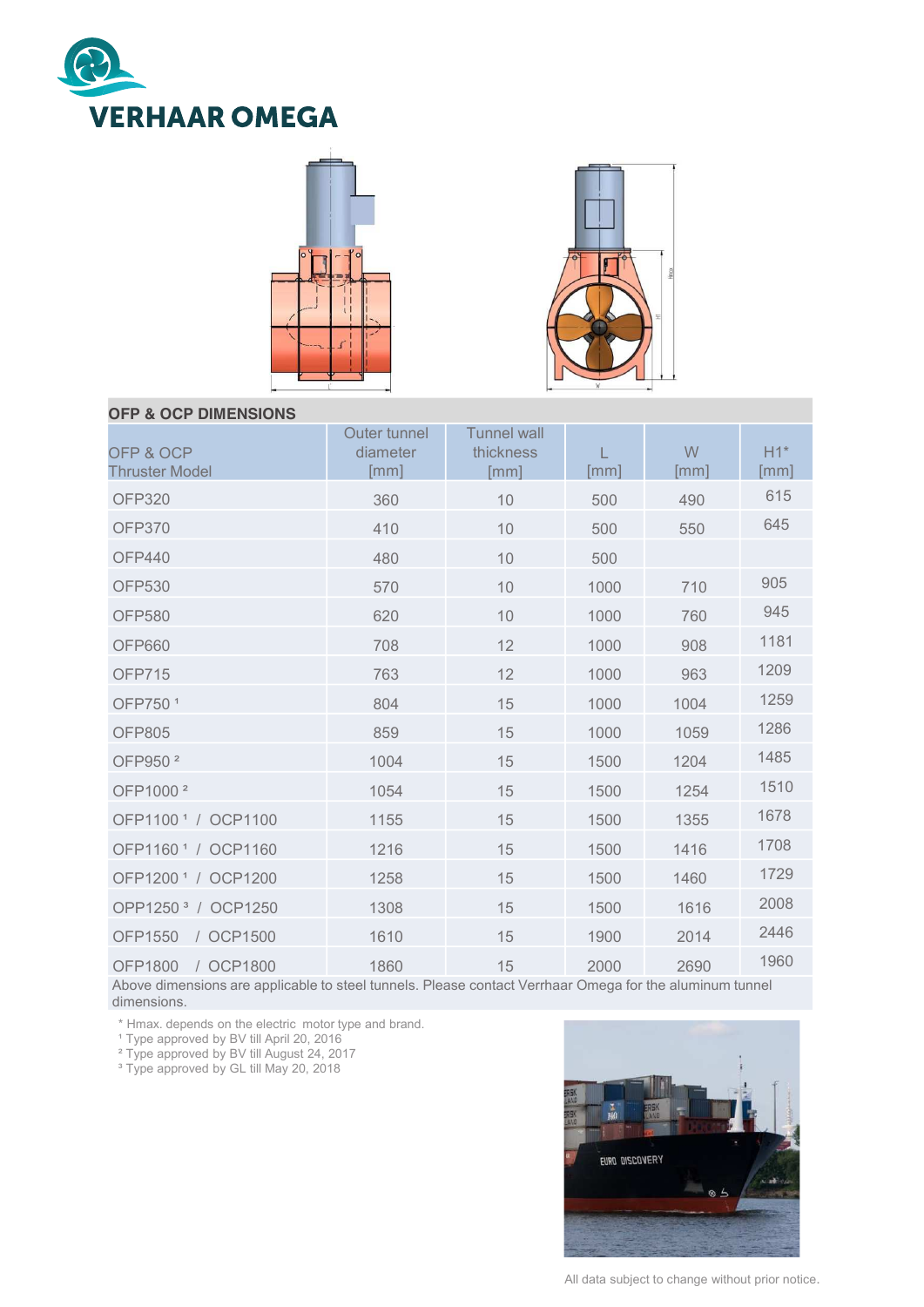# VERHAAR OMEGA

## OFP & OCP DIMENSIONS

| OFP & OCP Thruster Model | Outer tunnel diameter [mm] | Tunnel wall thickness [mm] | L [mm] | W [mm] | H1* [mm] |
|---|---|---|---|---|---|
| OFP320 | 360 | 10 | 500 | 490 | 615 |
| OFP370 | 410 | 10 | 500 | 550 | 645 |
| OFP440 | 480 | 10 | 500 | | |
| OFP530 | 570 | 10 | 1000 | 710 | 905 |
| OFP580 | 620 | 10 | 1000 | 760 | 945 |
| OFP660 | 708 | 12 | 1000 | 908 | 1181 |
| OFP715 | 763 | 12 | 1000 | 963 | 1209 |
| OFP750 [1] | 804 | 15 | 1000 | 1004 | 1259 |
| OFP805 | 859 | 15 | 1000 | 1059 | 1286 |
| OFP950 [2] | 1004 | 15 | 1500 | 1204 | 1485 |
| OFP1000 [2] | 1054 | 15 | 1500 | 1254 | 1510 |
| OFP1100 [1] / OCP1100 | 1155 | 15 | 1500 | 1355 | 1678 |
| OFP1160 [1] / OCP1160 | 1216 | 15 | 1500 | 1416 | 1708 |
| OFP1200 [1] / OCP1200 | 1258 | 15 | 1500 | 1460 | 1729 |
| OPP1250 [3] / OCP1250 | 1308 | 15 | 1500 | 1616 | 2008 |
| OFP1550 / OCP1500 | 1610 | 15 | 1900 | 2014 | 2446 |
| OFP1800 / OCP1800 | 1860 | 15 | 2000 | 2690 | 1960 |

Above dimensions are applicable to steel tunnels. Please contact Verrhaar Omega for the aluminum tunnel dimensions.

\* Hmax. depends on the electric motor type and brand.
[1] Type approved by BV till April 20, 2016
[2] Type approved by BV till August 24, 2017
[3] Type approved by GL till May 20, 2018

All data subject to change without prior notice.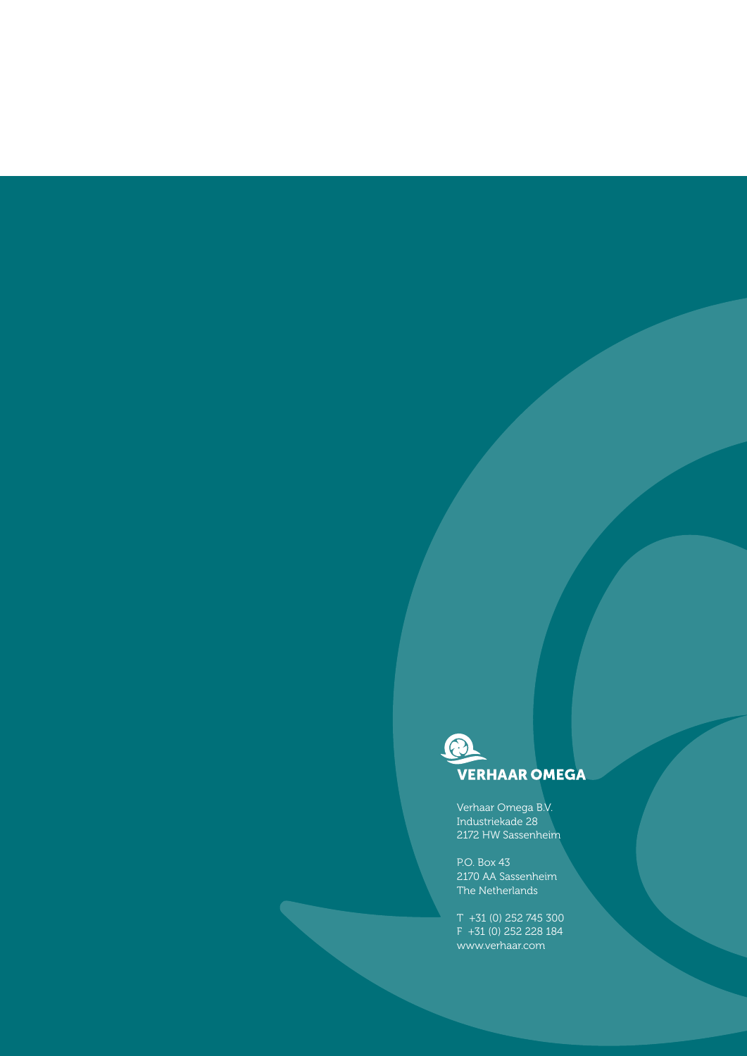**VERHAAR OMEGA**

Verhaar Omega B.V.
Industriekade 28
2172 HW Sassenheim

P.O. Box 43
2170 AA Sassenheim
The Netherlands

T +31 (0) 252 745 300
F +31 (0) 252 228 184
www.verhaar.com